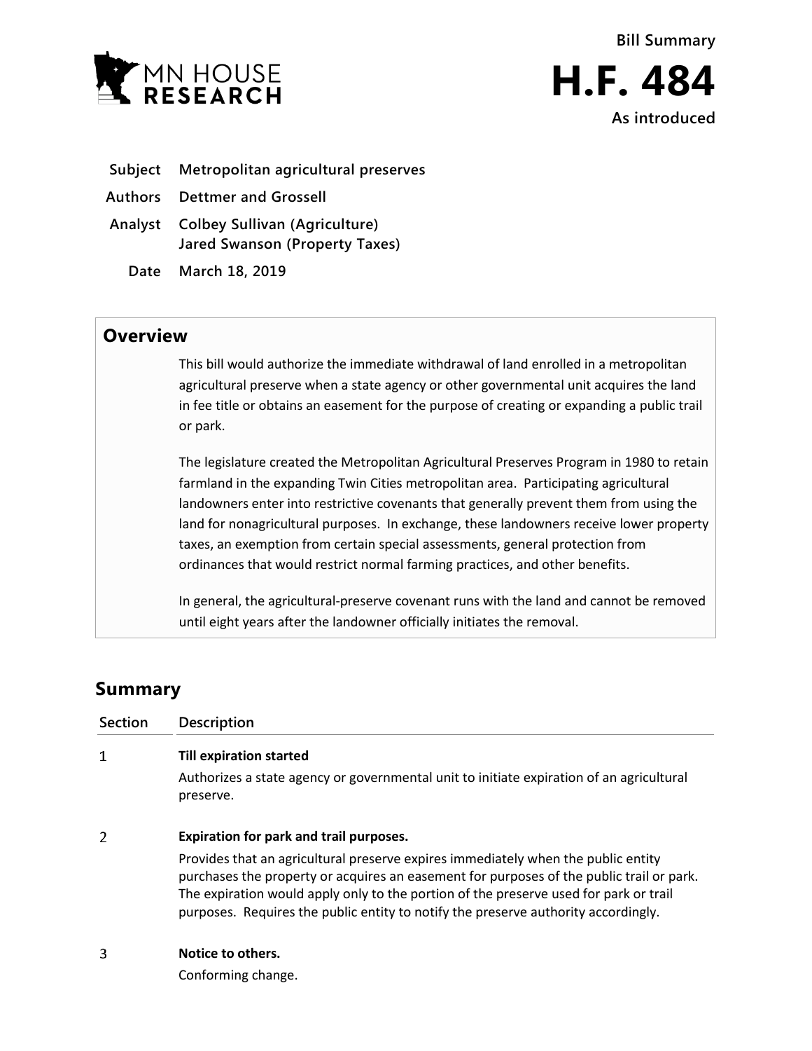MN HOUSE RESEARCH

**Bill Summary**

# H.F. 484

**As introduced**

| | |
|---|---|
| **Subject** | **Metropolitan agricultural preserves** |
| **Authors** | **Dettmer and Grossell** |
| **Analyst** | **Colbey Sullivan (Agriculture)**<br>**Jared Swanson (Property Taxes)** |
| **Date** | **March 18, 2019** |

## Overview

This bill would authorize the immediate withdrawal of land enrolled in a metropolitan agricultural preserve when a state agency or other governmental unit acquires the land in fee title or obtains an easement for the purpose of creating or expanding a public trail or park.

The legislature created the Metropolitan Agricultural Preserves Program in 1980 to retain farmland in the expanding Twin Cities metropolitan area. Participating agricultural landowners enter into restrictive covenants that generally prevent them from using the land for nonagricultural purposes. In exchange, these landowners receive lower property taxes, an exemption from certain special assessments, general protection from ordinances that would restrict normal farming practices, and other benefits.

In general, the agricultural-preserve covenant runs with the land and cannot be removed until eight years after the landowner officially initiates the removal.

## Summary

| Section | Description |
|---|---|
| 1 | **Till expiration started**<br>Authorizes a state agency or governmental unit to initiate expiration of an agricultural preserve. |
| 2 | **Expiration for park and trail purposes.**<br>Provides that an agricultural preserve expires immediately when the public entity purchases the property or acquires an easement for purposes of the public trail or park. The expiration would apply only to the portion of the preserve used for park or trail purposes. Requires the public entity to notify the preserve authority accordingly. |
| 3 | **Notice to others.**<br>Conforming change. |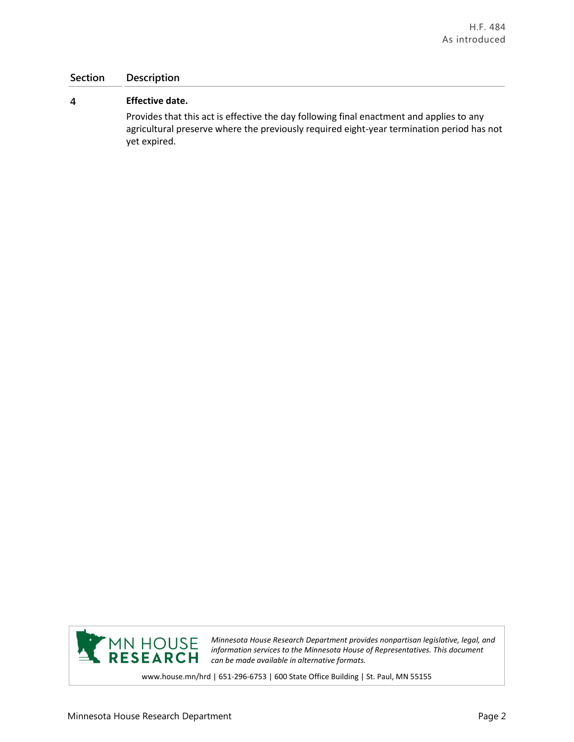| Section | Description |
|---|---|
| 4 | **Effective date.**<br>Provides that this act is effective the day following final enactment and applies to any agricultural preserve where the previously required eight-year termination period has not yet expired. |

*Minnesota House Research Department provides nonpartisan legislative, legal, and information services to the Minnesota House of Representatives. This document can be made available in alternative formats.*

www.house.mn/hrd | 651-296-6753 | 600 State Office Building | St. Paul, MN 55155